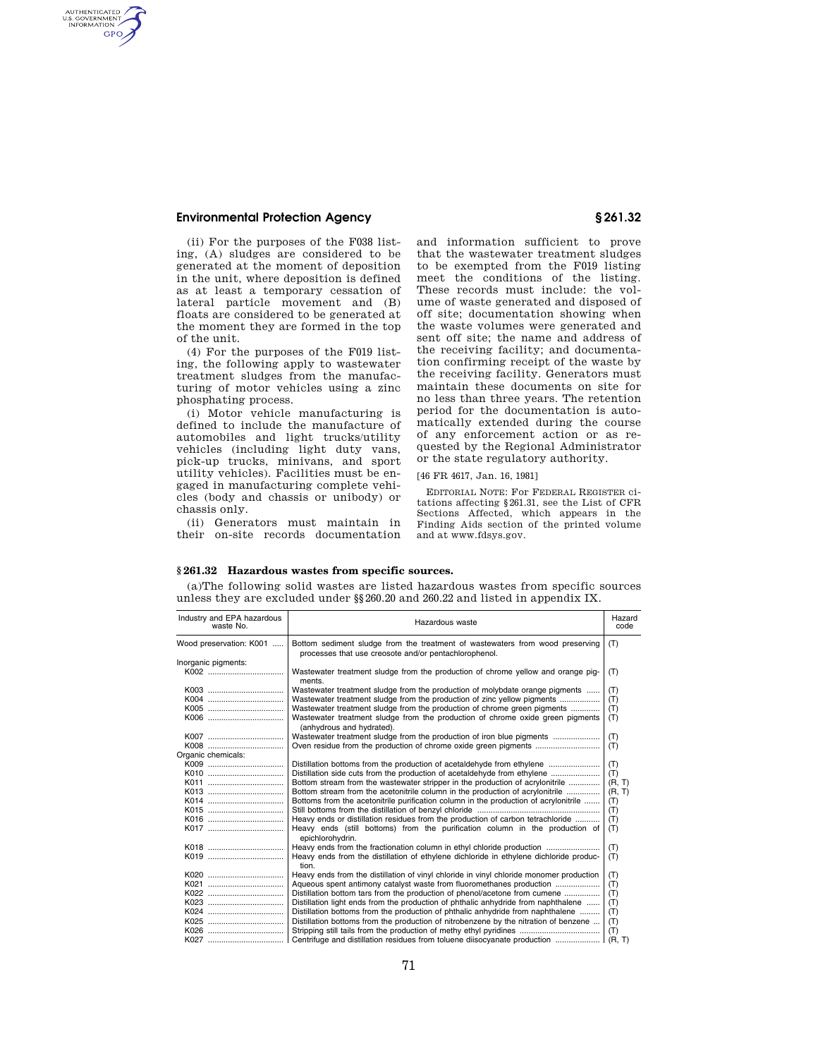(ii) For the purposes of the F038 listing, (A) sludges are considered to be generated at the moment of deposition in the unit, where deposition is defined as at least a temporary cessation of lateral particle movement and (B) floats are considered to be generated at the moment they are formed in the top of the unit.

(4) For the purposes of the F019 listing, the following apply to wastewater treatment sludges from the manufacturing of motor vehicles using a zinc phosphating process.

(i) Motor vehicle manufacturing is defined to include the manufacture of automobiles and light trucks/utility vehicles (including light duty vans, pick-up trucks, minivans, and sport utility vehicles). Facilities must be engaged in manufacturing complete vehicles (body and chassis or unibody) or chassis only.

(ii) Generators must maintain in their on-site records documentation and information sufficient to prove that the wastewater treatment sludges to be exempted from the F019 listing meet the conditions of the listing. These records must include: the volume of waste generated and disposed of off site; documentation showing when the waste volumes were generated and sent off site; the name and address of the receiving facility; and documentation confirming receipt of the waste by the receiving facility. Generators must maintain these documents on site for no less than three years. The retention period for the documentation is automatically extended during the course of any enforcement action or as requested by the Regional Administrator or the state regulatory authority.

[46 FR 4617, Jan. 16, 1981]

EDITORIAL NOTE: For FEDERAL REGISTER citations affecting §261.31, see the List of CFR Sections Affected, which appears in the Finding Aids section of the printed volume and at www.fdsys.gov.

## §261.32 Hazardous wastes from specific sources.

(a)The following solid wastes are listed hazardous wastes from specific sources unless they are excluded under §§260.20 and 260.22 and listed in appendix IX.

| Industry and EPA hazardous waste No. | Hazardous waste | Hazard code |
|---|---|---|
| Wood preservation: K001 | Bottom sediment sludge from the treatment of wastewaters from wood preserving processes that use creosote and/or pentachlorophenol. | (T) |
| Inorganic pigments: | | |
| K002 | Wastewater treatment sludge from the production of chrome yellow and orange pigments. | (T) |
| K003 | Wastewater treatment sludge from the production of molybdate orange pigments | (T) |
| K004 | Wastewater treatment sludge from the production of zinc yellow pigments | (T) |
| K005 | Wastewater treatment sludge from the production of chrome green pigments | (T) |
| K006 | Wastewater treatment sludge from the production of chrome oxide green pigments (anhydrous and hydrated). | (T) |
| K007 | Wastewater treatment sludge from the production of iron blue pigments | (T) |
| K008 | Oven residue from the production of chrome oxide green pigments | (T) |
| Organic chemicals: | | |
| K009 | Distillation bottoms from the production of acetaldehyde from ethylene | (T) |
| K010 | Distillation side cuts from the production of acetaldehyde from ethylene | (T) |
| K011 | Bottom stream from the wastewater stripper in the production of acrylonitrile | (R, T) |
| K013 | Bottom stream from the acetonitrile column in the production of acrylonitrile | (R, T) |
| K014 | Bottoms from the acetonitrile purification column in the production of acrylonitrile | (T) |
| K015 | Still bottoms from the distillation of benzyl chloride | (T) |
| K016 | Heavy ends or distillation residues from the production of carbon tetrachloride | (T) |
| K017 | Heavy ends (still bottoms) from the purification column in the production of epichlorohydrin. | (T) |
| K018 | Heavy ends from the fractionation column in ethyl chloride production | (T) |
| K019 | Heavy ends from the distillation of ethylene dichloride in ethylene dichloride production. | (T) |
| K020 | Heavy ends from the distillation of vinyl chloride in vinyl chloride monomer production | (T) |
| K021 | Aqueous spent antimony catalyst waste from fluoromethanes production | (T) |
| K022 | Distillation bottom tars from the production of phenol/acetone from cumene | (T) |
| K023 | Distillation light ends from the production of phthalic anhydride from naphthalene | (T) |
| K024 | Distillation bottoms from the production of phthalic anhydride from naphthalene | (T) |
| K025 | Distillation bottoms from the production of nitrobenzene by the nitration of benzene | (T) |
| K026 | Stripping still tails from the production of methy ethyl pyridines | (T) |
| K027 | Centrifuge and distillation residues from toluene diisocyanate production | (R, T) |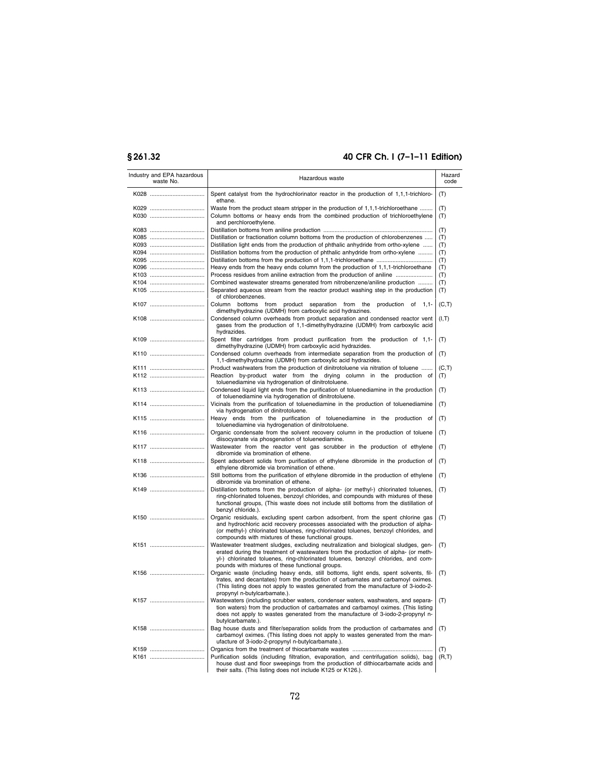| Industry and EPA hazardous waste No. | Hazardous waste | Hazard code |
|---|---|---|
| K028 | Spent catalyst from the hydrochlorinator reactor in the production of 1,1,1-trichloroethane. | (T) |
| K029 | Waste from the product steam stripper in the production of 1,1,1-trichloroethane | (T) |
| K030 | Column bottoms or heavy ends from the combined production of trichloroethylene and perchloroethylene. | (T) |
| K083 | Distillation bottoms from aniline production | (T) |
| K085 | Distillation or fractionation column bottoms from the production of chlorobenzenes | (T) |
| K093 | Distillation light ends from the production of phthalic anhydride from ortho-xylene | (T) |
| K094 | Distillation bottoms from the production of phthalic anhydride from ortho-xylene | (T) |
| K095 | Distillation bottoms from the production of 1,1,1-trichloroethane | (T) |
| K096 | Heavy ends from the heavy ends column from the production of 1,1,1-trichloroethane | (T) |
| K103 | Process residues from aniline extraction from the production of aniline | (T) |
| K104 | Combined wastewater streams generated from nitrobenzene/aniline production | (T) |
| K105 | Separated aqueous stream from the reactor product washing step in the production of chlorobenzenes. | (T) |
| K107 | Column bottoms from product separation from the production of 1,1-dimethylhydrazine (UDMH) from carboxylic acid hydrazines. | (C,T) |
| K108 | Condensed column overheads from product separation and condensed reactor vent gases from the production of 1,1-dimethylhydrazine (UDMH) from carboxylic acid hydrazides. | (I,T) |
| K109 | Spent filter cartridges from product purification from the production of 1,1-dimethylhydrazine (UDMH) from carboxylic acid hydrazides. | (T) |
| K110 | Condensed column overheads from intermediate separation from the production of 1,1-dimethylhydrazine (UDMH) from carboxylic acid hydrazides. | (T) |
| K111 | Product washwaters from the production of dinitrotoluene via nitration of toluene | (C,T) |
| K112 | Reaction by-product water from the drying column in the production of toluenediamine via hydrogenation of dinitrotoluene. | (T) |
| K113 | Condensed liquid light ends from the purification of toluenediamine in the production of toluenediamine via hydrogenation of dinitrotoluene. | (T) |
| K114 | Vicinals from the purification of toluenediamine in the production of toluenediamine via hydrogenation of dinitrotoluene. | (T) |
| K115 | Heavy ends from the purification of toluenediamine in the production of toluenediamine via hydrogenation of dinitrotoluene. | (T) |
| K116 | Organic condensate from the solvent recovery column in the production of toluene diisocyanate via phosgenation of toluenediamine. | (T) |
| K117 | Wastewater from the reactor vent gas scrubber in the production of ethylene dibromide via bromination of ethene. | (T) |
| K118 | Spent adsorbent solids from purification of ethylene dibromide in the production of ethylene dibromide via bromination of ethene. | (T) |
| K136 | Still bottoms from the purification of ethylene dibromide in the production of ethylene dibromide via bromination of ethene. | (T) |
| K149 | Distillation bottoms from the production of alpha- (or methyl-) chlorinated toluenes, ring-chlorinated toluenes, benzoyl chlorides, and compounds with mixtures of these functional groups, (This waste does not include still bottoms from the distillation of benzyl chloride.). | (T) |
| K150 | Organic residuals, excluding spent carbon adsorbent, from the spent chlorine gas and hydrochloric acid recovery processes associated with the production of alpha- (or methyl-) chlorinated toluenes, ring-chlorinated toluenes, benzoyl chlorides, and compounds with mixtures of these functional groups. | (T) |
| K151 | Wastewater treatment sludges, excluding neutralization and biological sludges, generated during the treatment of wastewaters from the production of alpha- (or methyl-) chlorinated toluenes, ring-chlorinated toluenes, benzoyl chlorides, and compounds with mixtures of these functional groups. | (T) |
| K156 | Organic waste (including heavy ends, still bottoms, light ends, spent solvents, filtrates, and decantates) from the production of carbamates and carbamoyl oximes. (This listing does not apply to wastes generated from the manufacture of 3-iodo-2-propynyl n-butylcarbamate.). | (T) |
| K157 | Wastewaters (including scrubber waters, condenser waters, washwaters, and separation waters) from the production of carbamates and carbamoyl oximes. (This listing does not apply to wastes generated from the manufacture of 3-iodo-2-propynyl n-butylcarbamate.). | (T) |
| K158 | Bag house dusts and filter/separation solids from the production of carbamates and carbamoyl oximes. (This listing does not apply to wastes generated from the manufacture of 3-iodo-2-propynyl n-butylcarbamate.). | (T) |
| K159 | Organics from the treatment of thiocarbamate wastes | (T) |
| K161 | Purification solids (including filtration, evaporation, and centrifugation solids), bag house dust and floor sweepings from the production of dithiocarbamate acids and their salts. (This listing does not include K125 or K126.). | (R,T) |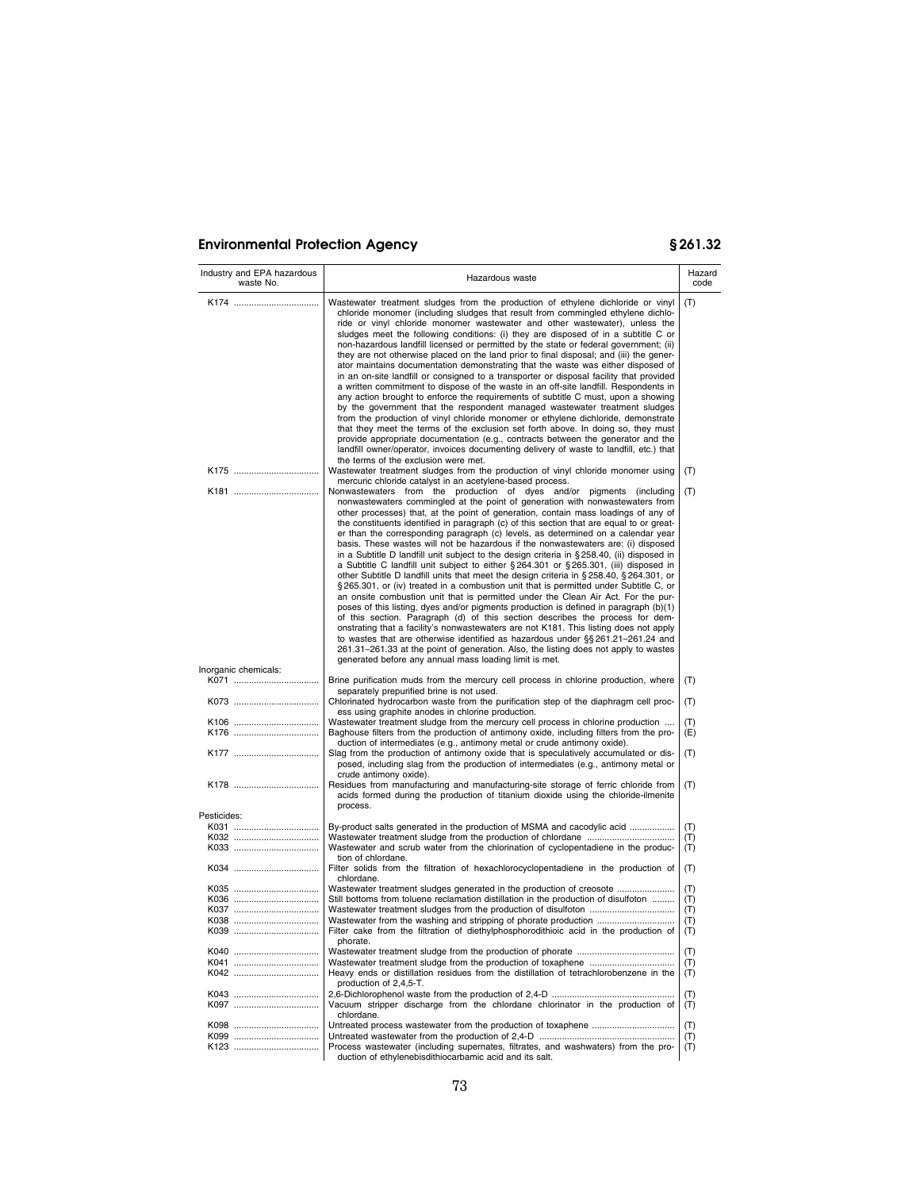| Industry and EPA hazardous waste No. | Hazardous waste | Hazard code |
|---|---|---|
| K174 | Wastewater treatment sludges from the production of ethylene dichloride or vinyl chloride monomer (including sludges that result from commingled ethylene dichloride or vinyl chloride monomer wastewater and other wastewater), unless the sludges meet the following conditions: (i) they are disposed of in a subtitle C or non-hazardous landfill licensed or permitted by the state or federal government; (ii) they are not otherwise placed on the land prior to final disposal; and (iii) the generator maintains documentation demonstrating that the waste was either disposed of in an on-site landfill or consigned to a transporter or disposal facility that provided a written commitment to dispose of the waste in an off-site landfill. Respondents in any action brought to enforce the requirements of subtitle C must, upon a showing by the government that the respondent managed wastewater treatment sludges from the production of vinyl chloride monomer or ethylene dichloride, demonstrate that they meet the terms of the exclusion set forth above. In doing so, they must provide appropriate documentation (e.g., contracts between the generator and the landfill owner/operator, invoices documenting delivery of waste to landfill, etc.) that the terms of the exclusion were met. | (T) |
| K175 | Wastewater treatment sludges from the production of vinyl chloride monomer using mercuric chloride catalyst in an acetylene-based process. | (T) |
| K181 | Nonwastewaters from the production of dyes and/or pigments (including nonwastewaters commingled at the point of generation with nonwastewaters from other processes) that, at the point of generation, contain mass loadings of any of the constituents identified in paragraph (c) of this section that are equal to or greater than the corresponding paragraph (c) levels, as determined on a calendar year basis. These wastes will not be hazardous if the nonwastewaters are: (i) disposed in a Subtitle D landfill unit subject to the design criteria in § 258.40, (ii) disposed in a Subtitle C landfill unit subject to either § 264.301 or § 265.301, (iii) disposed in other Subtitle D landfill units that meet the design criteria in § 258.40, § 264.301, or § 265.301, or (iv) treated in a combustion unit that is permitted under Subtitle C, or an onsite combustion unit that is permitted under the Clean Air Act. For the purposes of this listing, dyes and/or pigments production is defined in paragraph (b)(1) of this section. Paragraph (d) of this section describes the process for demonstrating that a facility's nonwastewaters are not K181. This listing does not apply to wastes that are otherwise identified as hazardous under §§ 261.21–261.24 and 261.31–261.33 at the point of generation. Also, the listing does not apply to wastes generated before any annual mass loading limit is met. | (T) |
| Inorganic chemicals: | | |
| K071 | Brine purification muds from the mercury cell process in chlorine production, where separately prepurified brine is not used. | (T) |
| K073 | Chlorinated hydrocarbon waste from the purification step of the diaphragm cell process using graphite anodes in chlorine production. | (T) |
| K106 | Wastewater treatment sludge from the mercury cell process in chlorine production | (T) |
| K176 | Baghouse filters from the production of antimony oxide, including filters from the production of intermediates (e.g., antimony metal or crude antimony oxide). | (E) |
| K177 | Slag from the production of antimony oxide that is speculatively accumulated or disposed, including slag from the production of intermediates (e.g., antimony metal or crude antimony oxide). | (T) |
| K178 | Residues from manufacturing and manufacturing-site storage of ferric chloride from acids formed during the production of titanium dioxide using the chloride-ilmenite process. | (T) |
| Pesticides: | | |
| K031 | By-product salts generated in the production of MSMA and cacodylic acid | (T) |
| K032 | Wastewater treatment sludge from the production of chlordane | (T) |
| K033 | Wastewater and scrub water from the chlorination of cyclopentadiene in the production of chlordane. | (T) |
| K034 | Filter solids from the filtration of hexachlorocyclopentadiene in the production of chlordane. | (T) |
| K035 | Wastewater treatment sludges generated in the production of creosote | (T) |
| K036 | Still bottoms from toluene reclamation distillation in the production of disulfoton | (T) |
| K037 | Wastewater treatment sludges from the production of disulfoton | (T) |
| K038 | Wastewater from the washing and stripping of phorate production | (T) |
| K039 | Filter cake from the filtration of diethylphosphorodithioic acid in the production of phorate. | (T) |
| K040 | Wastewater treatment sludge from the production of phorate | (T) |
| K041 | Wastewater treatment sludge from the production of toxaphene | (T) |
| K042 | Heavy ends or distillation residues from the distillation of tetrachlorobenzene in the production of 2,4,5-T. | (T) |
| K043 | 2,6-Dichlorophenol waste from the production of 2,4-D | (T) |
| K097 | Vacuum stripper discharge from the chlordane chlorinator in the production of chlordane. | (T) |
| K098 | Untreated process wastewater from the production of toxaphene | (T) |
| K099 | Untreated wastewater from the production of 2,4-D | (T) |
| K123 | Process wastewater (including supernates, filtrates, and washwaters) from the production of ethylenebisdithiocarbamic acid and its salt. | (T) |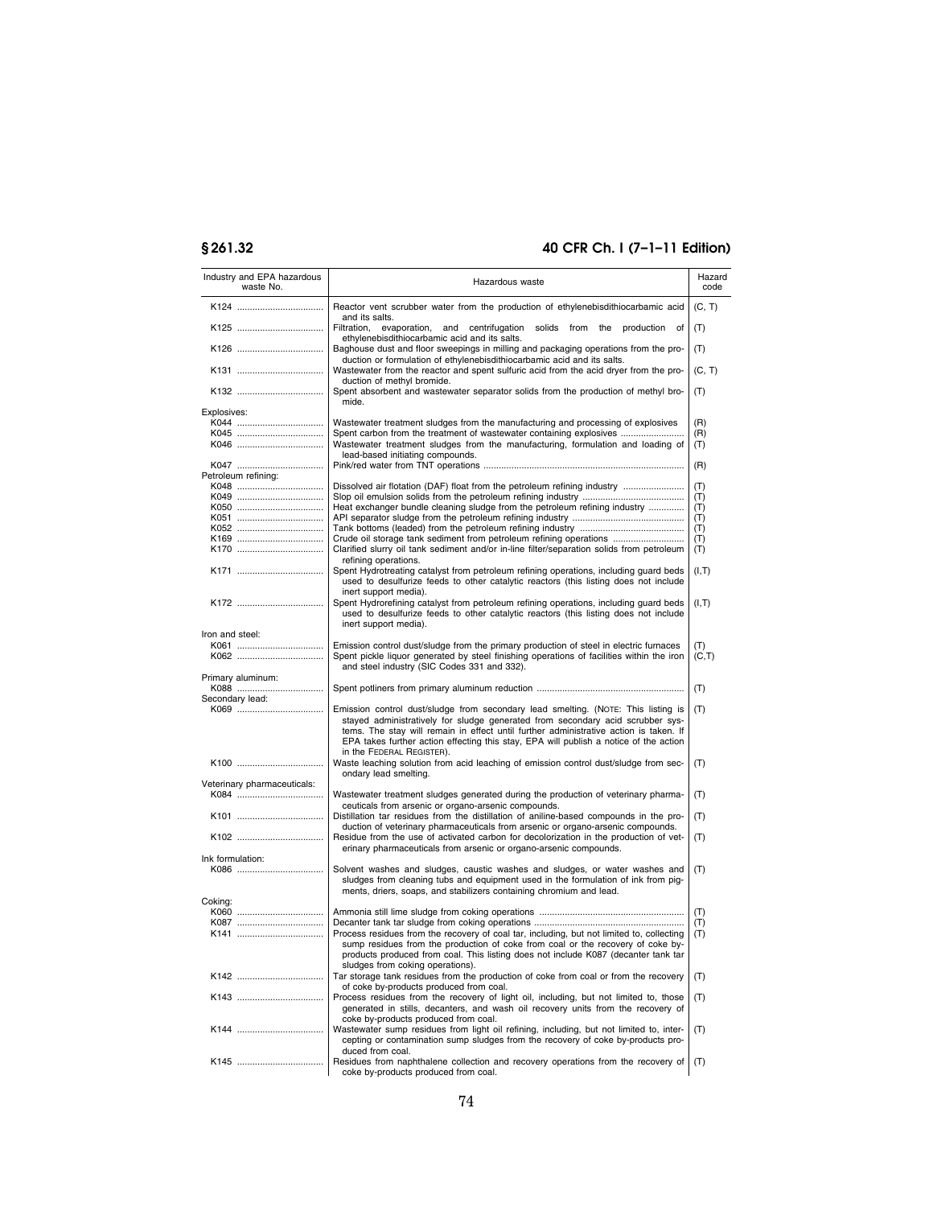| Industry and EPA hazardous waste No. | Hazardous waste | Hazard code |
|---|---|---|
| K124 | Reactor vent scrubber water from the production of ethylenebisdithiocarbamic acid and its salts. | (C, T) |
| K125 | Filtration, evaporation, and centrifugation solids from the production of ethylenebisdithiocarbamic acid and its salts. | (T) |
| K126 | Baghouse dust and floor sweepings in milling and packaging operations from the production or formulation of ethylenebisdithiocarbamic acid and its salts. | (T) |
| K131 | Wastewater from the reactor and spent sulfuric acid from the acid dryer from the production of methyl bromide. | (C, T) |
| K132 | Spent absorbent and wastewater separator solids from the production of methyl bromide. | (T) |
| Explosives: | | |
| K044 | Wastewater treatment sludges from the manufacturing and processing of explosives | (R) |
| K045 | Spent carbon from the treatment of wastewater containing explosives | (R) |
| K046 | Wastewater treatment sludges from the manufacturing, formulation and loading of lead-based initiating compounds. | (T) |
| K047 | Pink/red water from TNT operations | (R) |
| Petroleum refining: | | |
| K048 | Dissolved air flotation (DAF) float from the petroleum refining industry | (T) |
| K049 | Slop oil emulsion solids from the petroleum refining industry | (T) |
| K050 | Heat exchanger bundle cleaning sludge from the petroleum refining industry | (T) |
| K051 | API separator sludge from the petroleum refining industry | (T) |
| K052 | Tank bottoms (leaded) from the petroleum refining industry | (T) |
| K169 | Crude oil storage tank sediment from petroleum refining operations | (T) |
| K170 | Clarified slurry oil tank sediment and/or in-line filter/separation solids from petroleum refining operations. | (T) |
| K171 | Spent Hydrotreating catalyst from petroleum refining operations, including guard beds used to desulfurize feeds to other catalytic reactors (this listing does not include inert support media). | (I,T) |
| K172 | Spent Hydrorefining catalyst from petroleum refining operations, including guard beds used to desulfurize feeds to other catalytic reactors (this listing does not include inert support media). | (I,T) |
| Iron and steel: | | |
| K061 | Emission control dust/sludge from the primary production of steel in electric furnaces | (T) |
| K062 | Spent pickle liquor generated by steel finishing operations of facilities within the iron and steel industry (SIC Codes 331 and 332). | (C,T) |
| Primary aluminum: | | |
| K088 | Spent potliners from primary aluminum reduction | (T) |
| Secondary lead: | | |
| K069 | Emission control dust/sludge from secondary lead smelting. (NOTE: This listing is stayed administratively for sludge generated from secondary acid scrubber systems. The stay will remain in effect until further administrative action is taken. If EPA takes further action effecting this stay, EPA will publish a notice of the action in the FEDERAL REGISTER). | (T) |
| K100 | Waste leaching solution from acid leaching of emission control dust/sludge from secondary lead smelting. | (T) |
| Veterinary pharmaceuticals: | | |
| K084 | Wastewater treatment sludges generated during the production of veterinary pharmaceuticals from arsenic or organo-arsenic compounds. | (T) |
| K101 | Distillation tar residues from the distillation of aniline-based compounds in the production of veterinary pharmaceuticals from arsenic or organo-arsenic compounds. | (T) |
| K102 | Residue from the use of activated carbon for decolorization in the production of veterinary pharmaceuticals from arsenic or organo-arsenic compounds. | (T) |
| Ink formulation: | | |
| K086 | Solvent washes and sludges, caustic washes and sludges, or water washes and sludges from cleaning tubs and equipment used in the formulation of ink from pigments, driers, soaps, and stabilizers containing chromium and lead. | (T) |
| Coking: | | |
| K060 | Ammonia still lime sludge from coking operations | (T) |
| K087 | Decanter tank tar sludge from coking operations | (T) |
| K141 | Process residues from the recovery of coal tar, including, but not limited to, collecting sump residues from the production of coke from coal or the recovery of coke by-products produced from coal. This listing does not include K087 (decanter tank tar sludges from coking operations). | (T) |
| K142 | Tar storage tank residues from the production of coke from coal or from the recovery of coke by-products produced from coal. | (T) |
| K143 | Process residues from the recovery of light oil, including, but not limited to, those generated in stills, decanters, and wash oil recovery units from the recovery of coke by-products produced from coal. | (T) |
| K144 | Wastewater sump residues from light oil refining, including, but not limited to, intercepting or contamination sump sludges from the recovery of coke by-products produced from coal. | (T) |
| K145 | Residues from naphthalene collection and recovery operations from the recovery of coke by-products produced from coal. | (T) |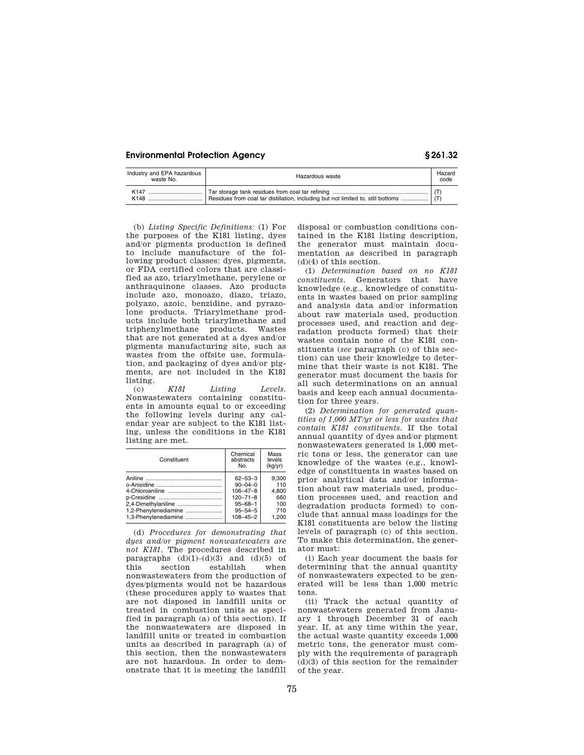| Industry and EPA hazardous waste No. | Hazardous waste | Hazard code |
|---|---|---|
| K147 | Tar storage tank residues from coal tar refining | (T) |
| K148 | Residues from coal tar distillation, including but not limited to, still bottoms | (T) |

(b) *Listing Specific Definitions:* (1) For the purposes of the K181 listing, dyes and/or pigments production is defined to include manufacture of the following product classes: dyes, pigments, or FDA certified colors that are classified as azo, triarylmethane, perylene or anthraquinone classes. Azo products include azo, monoazo, diazo, triazo, polyazo, azoic, benzidine, and pyrazolone products. Triarylmethane products include both triarylmethane and triphenylmethane products. Wastes that are not generated at a dyes and/or pigments manufacturing site, such as wastes from the offsite use, formulation, and packaging of dyes and/or pigments, are not included in the K181 listing.

(c) *K181 Listing Levels.* Nonwastewaters containing constituents in amounts equal to or exceeding the following levels during any calendar year are subject to the K181 listing, unless the conditions in the K181 listing are met.

| Constituent | Chemical abstracts No. | Mass levels (kg/yr) |
|---|---|---|
| Aniline | 62–53–3 | 9,300 |
| o-Anisidine | 90–04–0 | 110 |
| 4-Chloroaniline | 106–47–8 | 4,800 |
| p-Cresidine | 120–71–8 | 660 |
| 2,4-Dimethylaniline | 95–68–1 | 100 |
| 1,2-Phenylenediamine | 95–54–5 | 710 |
| 1,3-Phenylenediamine | 108–45–2 | 1,200 |

(d) *Procedures for demonstrating that dyes and/or pigment nonwastewaters are not K181.* The procedures described in paragraphs (d)(1)–(d)(3) and (d)(5) of this section establish when nonwastewaters from the production of dyes/pigments would not be hazardous (these procedures apply to wastes that are not disposed in landfill units or treated in combustion units as specified in paragraph (a) of this section). If the nonwastewaters are disposed in landfill units or treated in combustion units as described in paragraph (a) of this section, then the nonwastewaters are not hazardous. In order to demonstrate that it is meeting the landfill disposal or combustion conditions contained in the K181 listing description, the generator must maintain documentation as described in paragraph (d)(4) of this section.

(1) *Determination based on no K181 constituents.* Generators that have knowledge (e.g., knowledge of constituents in wastes based on prior sampling and analysis data and/or information about raw materials used, production processes used, and reaction and degradation products formed) that their wastes contain none of the K181 constituents (*see* paragraph (c) of this section) can use their knowledge to determine that their waste is not K181. The generator must document the basis for all such determinations on an annual basis and keep each annual documentation for three years.

(2) *Determination for generated quantities of 1,000 MT/yr or less for wastes that contain K181 constituents.* If the total annual quantity of dyes and/or pigment nonwastewaters generated is 1,000 metric tons or less, the generator can use knowledge of the wastes (e.g., knowledge of constituents in wastes based on prior analytical data and/or information about raw materials used, production processes used, and reaction and degradation products formed) to conclude that annual mass loadings for the K181 constituents are below the listing levels of paragraph (c) of this section. To make this determination, the generator must:

(i) Each year document the basis for determining that the annual quantity of nonwastewaters expected to be generated will be less than 1,000 metric tons.

(ii) Track the actual quantity of nonwastewaters generated from January 1 through December 31 of each year. If, at any time within the year, the actual waste quantity exceeds 1,000 metric tons, the generator must comply with the requirements of paragraph (d)(3) of this section for the remainder of the year.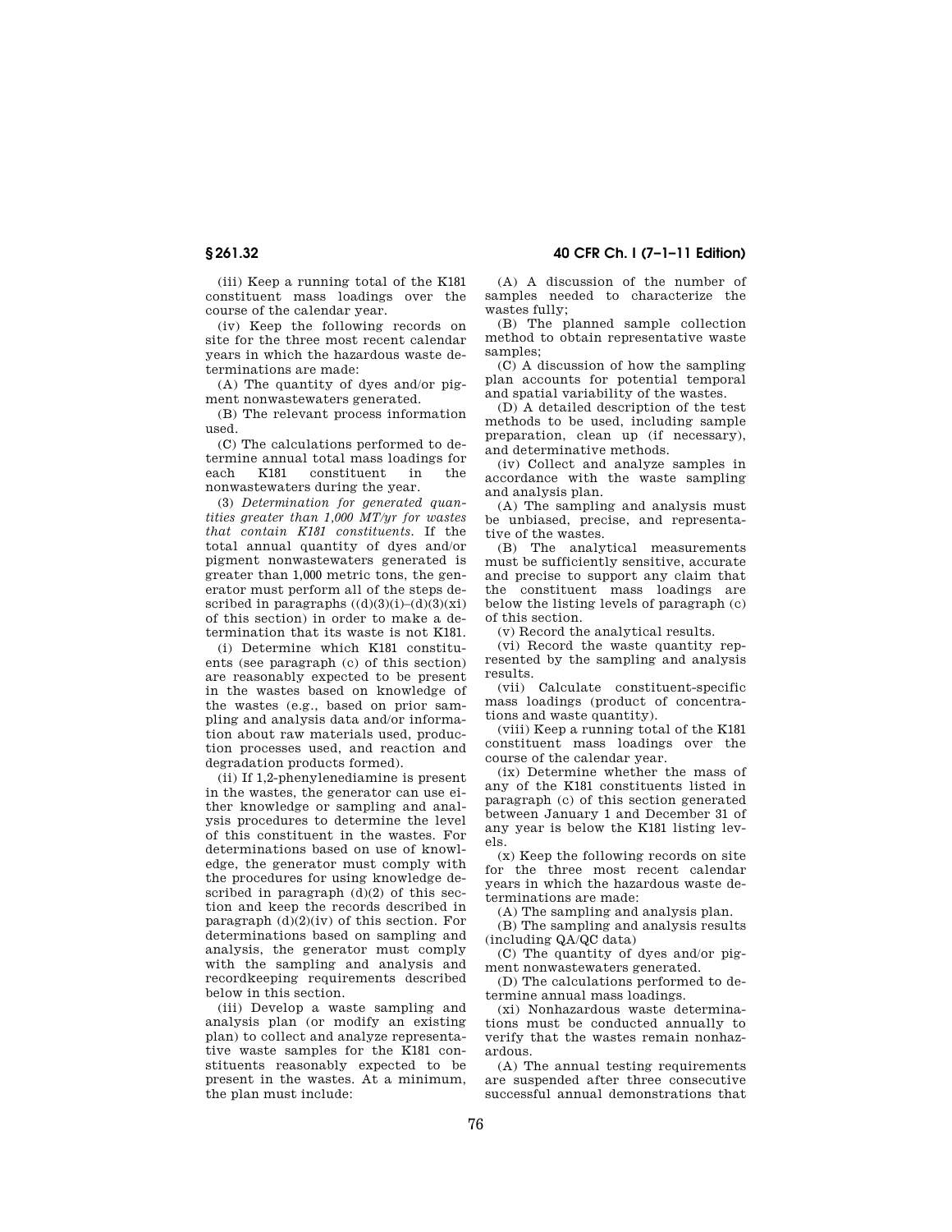(iii) Keep a running total of the K181 constituent mass loadings over the course of the calendar year.

(iv) Keep the following records on site for the three most recent calendar years in which the hazardous waste determinations are made:

(A) The quantity of dyes and/or pigment nonwastewaters generated.

(B) The relevant process information used.

(C) The calculations performed to determine annual total mass loadings for each K181 constituent in the nonwastewaters during the year.

(3) *Determination for generated quantities greater than 1,000 MT/yr for wastes that contain K181 constituents.* If the total annual quantity of dyes and/or pigment nonwastewaters generated is greater than 1,000 metric tons, the generator must perform all of the steps described in paragraphs ((d)(3)(i)–(d)(3)(xi) of this section) in order to make a determination that its waste is not K181.

(i) Determine which K181 constituents (see paragraph (c) of this section) are reasonably expected to be present in the wastes based on knowledge of the wastes (e.g., based on prior sampling and analysis data and/or information about raw materials used, production processes used, and reaction and degradation products formed).

(ii) If 1,2-phenylenediamine is present in the wastes, the generator can use either knowledge or sampling and analysis procedures to determine the level of this constituent in the wastes. For determinations based on use of knowledge, the generator must comply with the procedures for using knowledge described in paragraph (d)(2) of this section and keep the records described in paragraph (d)(2)(iv) of this section. For determinations based on sampling and analysis, the generator must comply with the sampling and analysis and recordkeeping requirements described below in this section.

(iii) Develop a waste sampling and analysis plan (or modify an existing plan) to collect and analyze representative waste samples for the K181 constituents reasonably expected to be present in the wastes. At a minimum, the plan must include:

(A) A discussion of the number of samples needed to characterize the wastes fully;

(B) The planned sample collection method to obtain representative waste samples;

(C) A discussion of how the sampling plan accounts for potential temporal and spatial variability of the wastes.

(D) A detailed description of the test methods to be used, including sample preparation, clean up (if necessary), and determinative methods.

(iv) Collect and analyze samples in accordance with the waste sampling and analysis plan.

(A) The sampling and analysis must be unbiased, precise, and representative of the wastes.

(B) The analytical measurements must be sufficiently sensitive, accurate and precise to support any claim that the constituent mass loadings are below the listing levels of paragraph (c) of this section.

(v) Record the analytical results.

(vi) Record the waste quantity represented by the sampling and analysis results.

(vii) Calculate constituent-specific mass loadings (product of concentrations and waste quantity).

(viii) Keep a running total of the K181 constituent mass loadings over the course of the calendar year.

(ix) Determine whether the mass of any of the K181 constituents listed in paragraph (c) of this section generated between January 1 and December 31 of any year is below the K181 listing levels.

(x) Keep the following records on site for the three most recent calendar years in which the hazardous waste determinations are made:

(A) The sampling and analysis plan.

(B) The sampling and analysis results (including QA/QC data)

(C) The quantity of dyes and/or pigment nonwastewaters generated.

(D) The calculations performed to determine annual mass loadings.

(xi) Nonhazardous waste determinations must be conducted annually to verify that the wastes remain nonhazardous.

(A) The annual testing requirements are suspended after three consecutive successful annual demonstrations that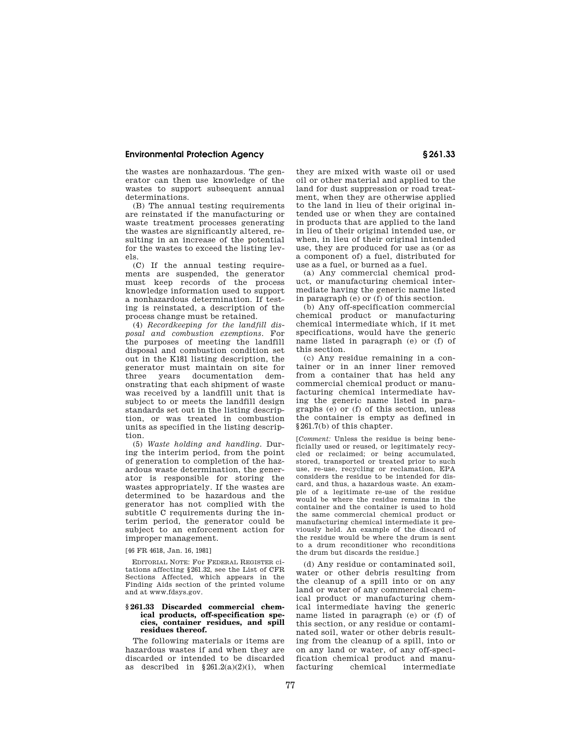the wastes are nonhazardous. The generator can then use knowledge of the wastes to support subsequent annual determinations.

(B) The annual testing requirements are reinstated if the manufacturing or waste treatment processes generating the wastes are significantly altered, resulting in an increase of the potential for the wastes to exceed the listing levels.

(C) If the annual testing requirements are suspended, the generator must keep records of the process knowledge information used to support a nonhazardous determination. If testing is reinstated, a description of the process change must be retained.

(4) *Recordkeeping for the landfill disposal and combustion exemptions.* For the purposes of meeting the landfill disposal and combustion condition set out in the K181 listing description, the generator must maintain on site for three years documentation demonstrating that each shipment of waste was received by a landfill unit that is subject to or meets the landfill design standards set out in the listing description, or was treated in combustion units as specified in the listing description.

(5) *Waste holding and handling.* During the interim period, from the point of generation to completion of the hazardous waste determination, the generator is responsible for storing the wastes appropriately. If the wastes are determined to be hazardous and the generator has not complied with the subtitle C requirements during the interim period, the generator could be subject to an enforcement action for improper management.

[46 FR 4618, Jan. 16, 1981]

EDITORIAL NOTE: For FEDERAL REGISTER citations affecting §261.32, see the List of CFR Sections Affected, which appears in the Finding Aids section of the printed volume and at www.fdsys.gov.

### §261.33 Discarded commercial chemical products, off-specification species, container residues, and spill residues thereof.

The following materials or items are hazardous wastes if and when they are discarded or intended to be discarded as described in §261.2(a)(2)(i), when they are mixed with waste oil or used oil or other material and applied to the land for dust suppression or road treatment, when they are otherwise applied to the land in lieu of their original intended use or when they are contained in products that are applied to the land in lieu of their original intended use, or when, in lieu of their original intended use, they are produced for use as (or as a component of) a fuel, distributed for use as a fuel, or burned as a fuel.

(a) Any commercial chemical product, or manufacturing chemical intermediate having the generic name listed in paragraph (e) or (f) of this section.

(b) Any off-specification commercial chemical product or manufacturing chemical intermediate which, if it met specifications, would have the generic name listed in paragraph (e) or (f) of this section.

(c) Any residue remaining in a container or in an inner liner removed from a container that has held any commercial chemical product or manufacturing chemical intermediate having the generic name listed in paragraphs (e) or (f) of this section, unless the container is empty as defined in §261.7(b) of this chapter.

[*Comment:* Unless the residue is being beneficially used or reused, or legitimately recycled or reclaimed; or being accumulated, stored, transported or treated prior to such use, re-use, recycling or reclamation, EPA considers the residue to be intended for discard, and thus, a hazardous waste. An example of a legitimate re-use of the residue would be where the residue remains in the container and the container is used to hold the same commercial chemical product or manufacturing chemical intermediate it previously held. An example of the discard of the residue would be where the drum is sent to a drum reconditioner who reconditions the drum but discards the residue.]

(d) Any residue or contaminated soil, water or other debris resulting from the cleanup of a spill into or on any land or water of any commercial chemical product or manufacturing chemical intermediate having the generic name listed in paragraph (e) or (f) of this section, or any residue or contaminated soil, water or other debris resulting from the cleanup of a spill, into or on any land or water, of any off-specification chemical product and manufacturing chemical intermediate